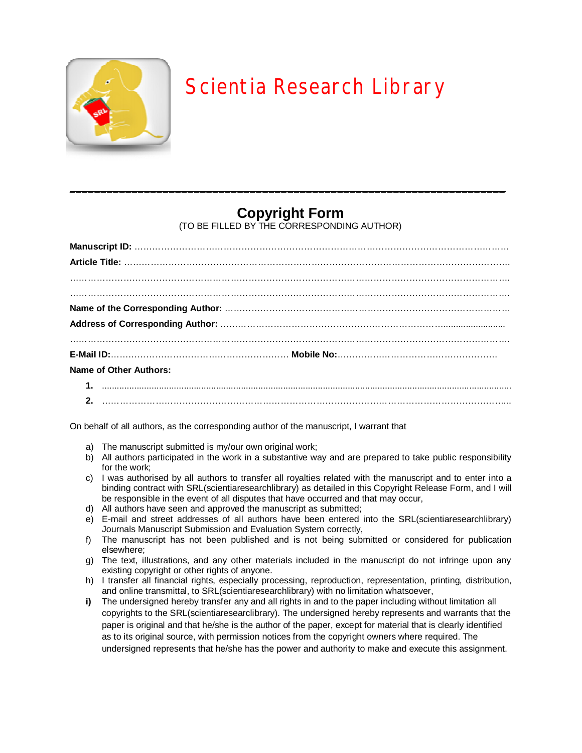# Scientia Research Library

---

## Copyright Form

(TO BE FILLED BY THE CORRESPONDING AUTHOR)

**Manuscript ID:** ……………………………………………………………………………………………………………

**Article Title:** ……………………………………………………………………………………………………………

……………………………………………………………………………………………………………………………

……………………………………………………………………………………………………………………………

**Name of the Corresponding Author:** ……………………………………………………………………………………

**Address of Corresponding Author:** ……………………………………………………………………………………

……………………………………………………………………………………………………………………………

**E-Mail ID:**……………………………………………………… **Mobile No:**…………………………………………………

**Name of Other Authors:**

1. ……………………………………………………………………………………………………………………
2. ……………………………………………………………………………………………………………………

On behalf of all authors, as the corresponding author of the manuscript, I warrant that

a) The manuscript submitted is my/our own original work;
b) All authors participated in the work in a substantive way and are prepared to take public responsibility for the work;
c) I was authorised by all authors to transfer all royalties related with the manuscript and to enter into a binding contract with SRL(scientiaresearchlibrary) as detailed in this Copyright Release Form, and I will be responsible in the event of all disputes that have occurred and that may occur,
d) All authors have seen and approved the manuscript as submitted;
e) E-mail and street addresses of all authors have been entered into the SRL(scientiaresearchlibrary) Journals Manuscript Submission and Evaluation System correctly,
f) The manuscript has not been published and is not being submitted or considered for publication elsewhere;
g) The text, illustrations, and any other materials included in the manuscript do not infringe upon any existing copyright or other rights of anyone.
h) I transfer all financial rights, especially processing, reproduction, representation, printing, distribution, and online transmittal, to SRL(scientiaresearchlibrary) with no limitation whatsoever,
**i)** The undersigned hereby transfer any and all rights in and to the paper including without limitation all copyrights to the SRL(scientiaresearclibrary). The undersigned hereby represents and warrants that the paper is original and that he/she is the author of the paper, except for material that is clearly identified as to its original source, with permission notices from the copyright owners where required. The undersigned represents that he/she has the power and authority to make and execute this assignment.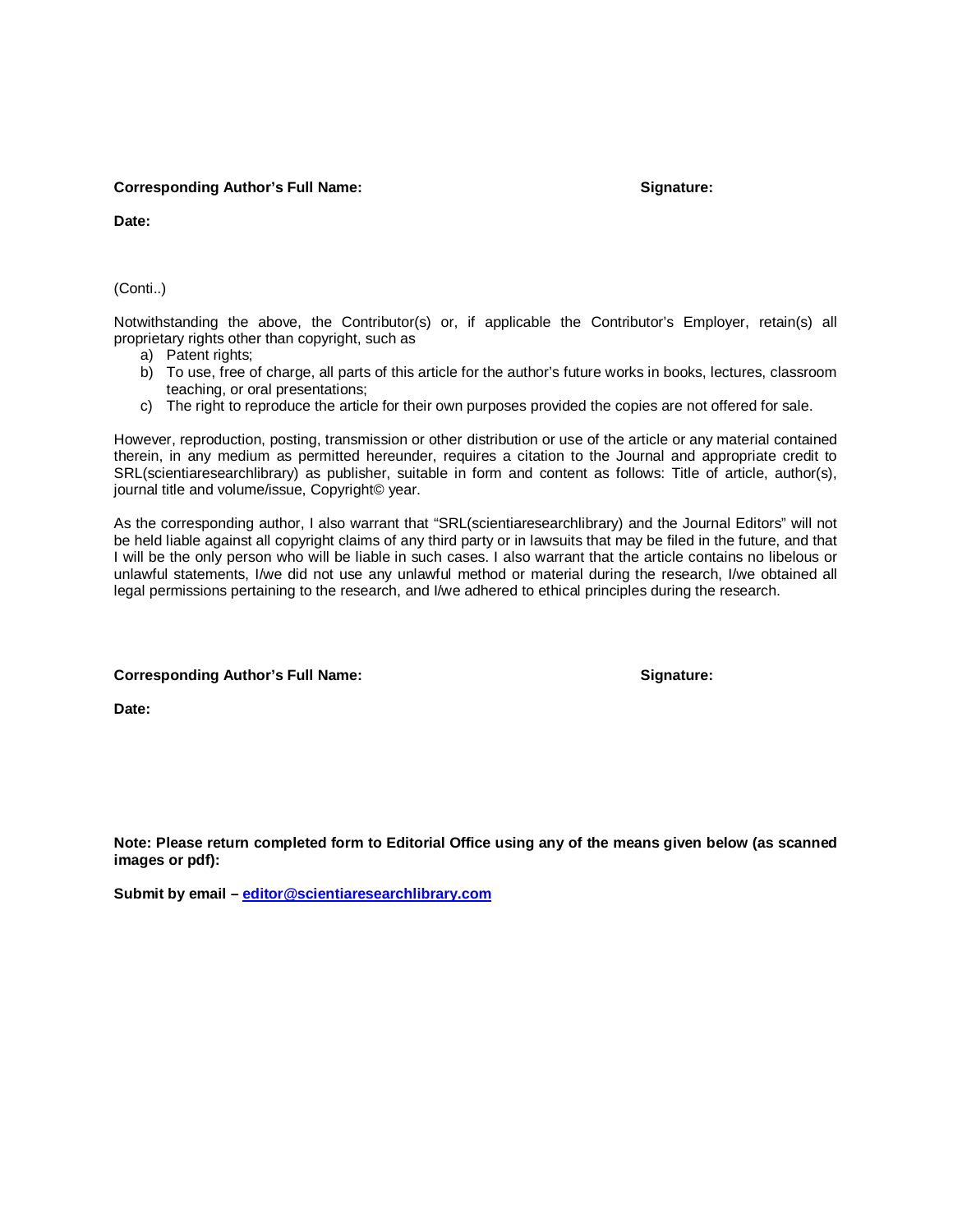**Corresponding Author's Full Name:** **Signature:**

**Date:**

(Conti..)

Notwithstanding the above, the Contributor(s) or, if applicable the Contributor's Employer, retain(s) all proprietary rights other than copyright, such as

a) Patent rights;
b) To use, free of charge, all parts of this article for the author's future works in books, lectures, classroom teaching, or oral presentations;
c) The right to reproduce the article for their own purposes provided the copies are not offered for sale.

However, reproduction, posting, transmission or other distribution or use of the article or any material contained therein, in any medium as permitted hereunder, requires a citation to the Journal and appropriate credit to SRL(scientiaresearchlibrary) as publisher, suitable in form and content as follows: Title of article, author(s), journal title and volume/issue, Copyright© year.

As the corresponding author, I also warrant that "SRL(scientiaresearchlibrary) and the Journal Editors" will not be held liable against all copyright claims of any third party or in lawsuits that may be filed in the future, and that I will be the only person who will be liable in such cases. I also warrant that the article contains no libelous or unlawful statements, I/we did not use any unlawful method or material during the research, I/we obtained all legal permissions pertaining to the research, and I/we adhered to ethical principles during the research.

**Corresponding Author's Full Name:** **Signature:**

**Date:**

**Note: Please return completed form to Editorial Office using any of the means given below (as scanned images or pdf):**

**Submit by email – editor@scientiaresearchlibrary.com**